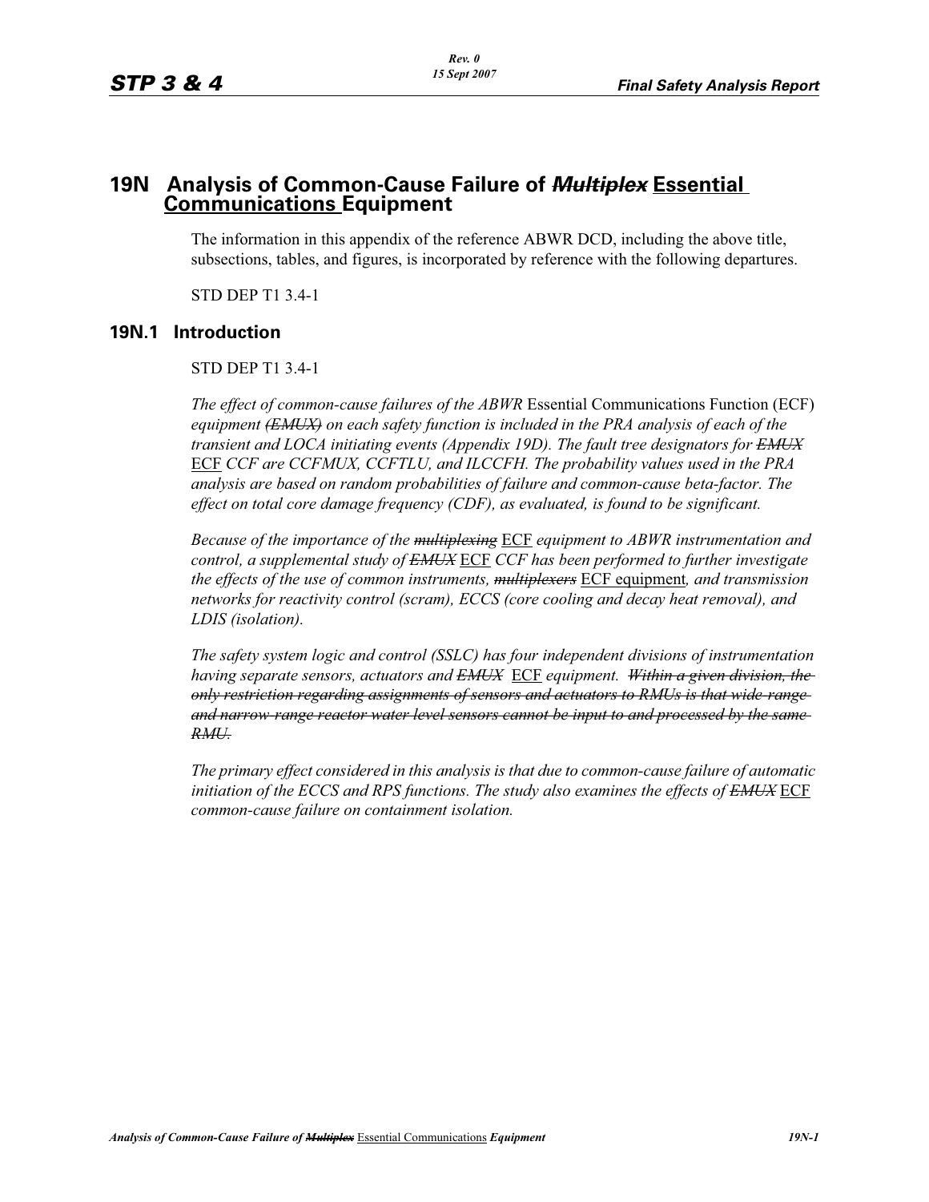# 19N Analysis of Common-Cause Failure of ~~*Multiplex*~~ <u>Essential Communications</u> Equipment

The information in this appendix of the reference ABWR DCD, including the above title, subsections, tables, and figures, is incorporated by reference with the following departures.

STD DEP T1 3.4-1

## 19N.1 Introduction

STD DEP T1 3.4-1

*The effect of common-cause failures of the ABWR* Essential Communications Function (ECF) *equipment ~~(EMUX)~~ on each safety function is included in the PRA analysis of each of the transient and LOCA initiating events (Appendix 19D). The fault tree designators for ~~EMUX~~* <u>ECF</u> *CCF are CCFMUX, CCFTLU, and ILCCFH. The probability values used in the PRA analysis are based on random probabilities of failure and common-cause beta-factor. The effect on total core damage frequency (CDF), as evaluated, is found to be significant.*

*Because of the importance of the ~~multiplexing~~* <u>ECF</u> *equipment to ABWR instrumentation and control, a supplemental study of ~~EMUX~~* <u>ECF</u> *CCF has been performed to further investigate the effects of the use of common instruments, ~~multiplexers~~* <u>ECF equipment</u>*, and transmission networks for reactivity control (scram), ECCS (core cooling and decay heat removal), and LDIS (isolation).*

*The safety system logic and control (SSLC) has four independent divisions of instrumentation having separate sensors, actuators and ~~EMUX~~* <u>ECF</u> *equipment. ~~Within a given division, the only restriction regarding assignments of sensors and actuators to RMUs is that wide-range and narrow-range reactor water level sensors cannot be input to and processed by the same RMU.~~*

*The primary effect considered in this analysis is that due to common-cause failure of automatic initiation of the ECCS and RPS functions. The study also examines the effects of ~~EMUX~~* <u>ECF</u> *common-cause failure on containment isolation.*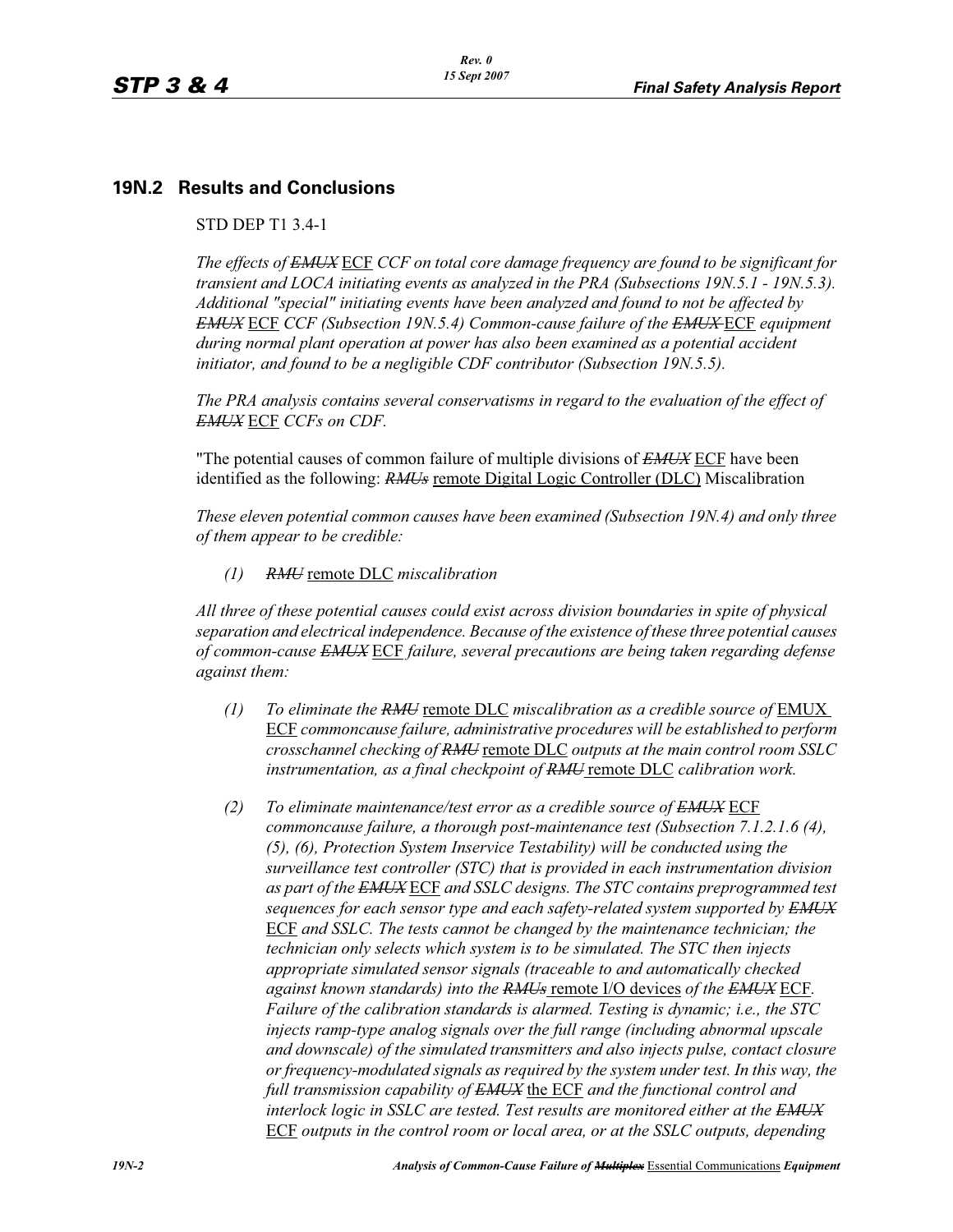## 19N.2 Results and Conclusions

STD DEP T1 3.4-1

*The effects of ~~EMUX~~* <u>ECF</u> *CCF on total core damage frequency are found to be significant for transient and LOCA initiating events as analyzed in the PRA (Subsections 19N.5.1 - 19N.5.3). Additional "special" initiating events have been analyzed and found to not be affected by ~~EMUX~~* <u>ECF</u> *CCF (Subsection 19N.5.4) Common-cause failure of the ~~EMUX~~* <u>ECF</u> *equipment during normal plant operation at power has also been examined as a potential accident initiator, and found to be a negligible CDF contributor (Subsection 19N.5.5).*

*The PRA analysis contains several conservatisms in regard to the evaluation of the effect of ~~EMUX~~* <u>ECF</u> *CCFs on CDF.*

"The potential causes of common failure of multiple divisions of ~~*EMUX*~~ <u>ECF</u> have been identified as the following: ~~*RMUs*~~ <u>remote Digital Logic Controller (DLC)</u> Miscalibration

*These eleven potential common causes have been examined (Subsection 19N.4) and only three of them appear to be credible:*

*(1) ~~RMU~~* <u>remote DLC</u> *miscalibration*

*All three of these potential causes could exist across division boundaries in spite of physical separation and electrical independence. Because of the existence of these three potential causes of common-cause ~~EMUX~~* <u>ECF</u> *failure, several precautions are being taken regarding defense against them:*

*(1) To eliminate the ~~RMU~~* <u>remote DLC</u> *miscalibration as a credible source of* <u>EMUX ECF</u> *commoncause failure, administrative procedures will be established to perform crosschannel checking of ~~RMU~~* <u>remote DLC</u> *outputs at the main control room SSLC instrumentation, as a final checkpoint of ~~RMU~~* <u>remote DLC</u> *calibration work.*

*(2) To eliminate maintenance/test error as a credible source of ~~EMUX~~* <u>ECF</u> *commoncause failure, a thorough post-maintenance test (Subsection 7.1.2.1.6 (4), (5), (6), Protection System Inservice Testability) will be conducted using the surveillance test controller (STC) that is provided in each instrumentation division as part of the ~~EMUX~~* <u>ECF</u> *and SSLC designs. The STC contains preprogrammed test sequences for each sensor type and each safety-related system supported by ~~EMUX~~* <u>ECF</u> *and SSLC. The tests cannot be changed by the maintenance technician; the technician only selects which system is to be simulated. The STC then injects appropriate simulated sensor signals (traceable to and automatically checked against known standards) into the ~~RMUs~~* <u>remote I/O devices</u> *of the ~~EMUX~~* <u>ECF</u>*. Failure of the calibration standards is alarmed. Testing is dynamic; i.e., the STC injects ramp-type analog signals over the full range (including abnormal upscale and downscale) of the simulated transmitters and also injects pulse, contact closure or frequency-modulated signals as required by the system under test. In this way, the full transmission capability of ~~EMUX~~* <u>the ECF</u> *and the functional control and interlock logic in SSLC are tested. Test results are monitored either at the ~~EMUX~~* <u>ECF</u> *outputs in the control room or local area, or at the SSLC outputs, depending*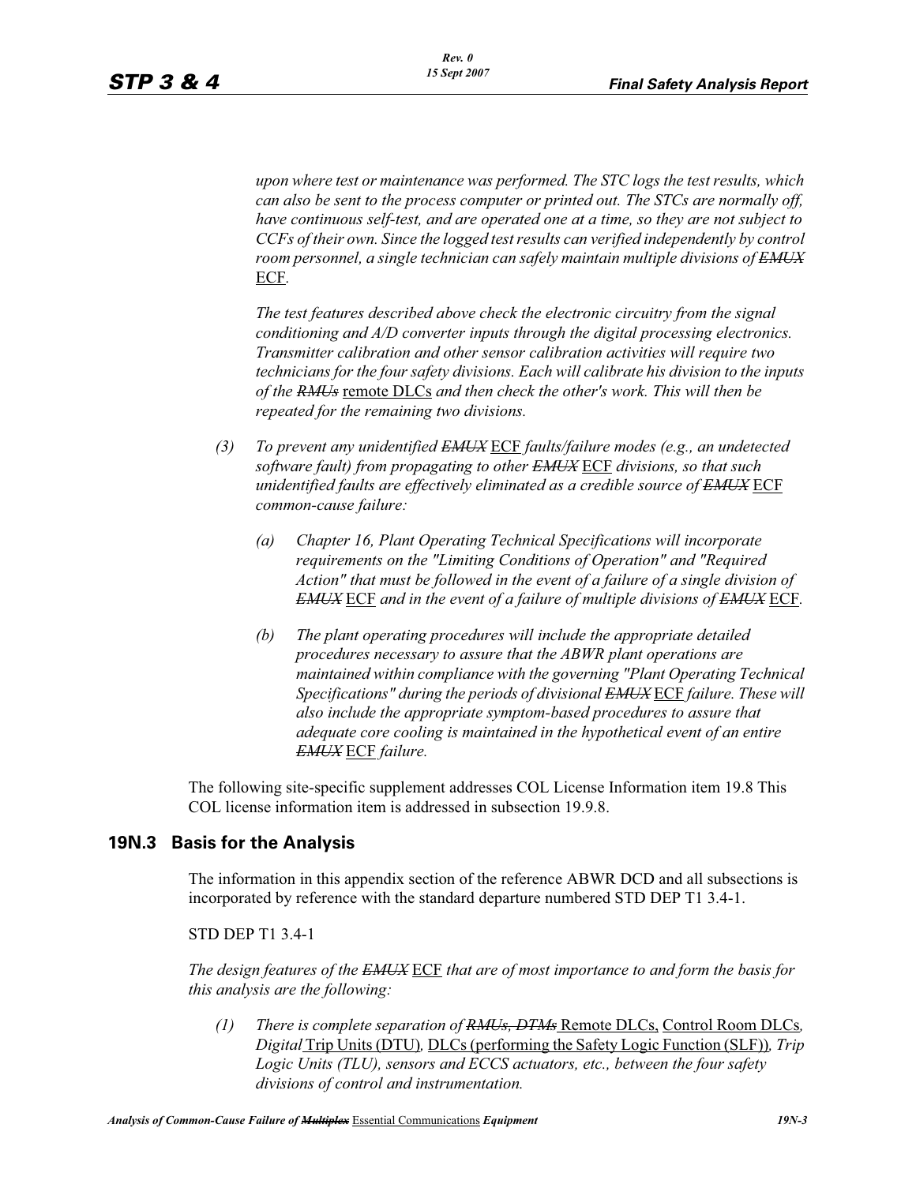*upon where test or maintenance was performed. The STC logs the test results, which can also be sent to the process computer or printed out. The STCs are normally off, have continuous self-test, and are operated one at a time, so they are not subject to CCFs of their own. Since the logged test results can verified independently by control room personnel, a single technician can safely maintain multiple divisions of* ~~*EMUX*~~ <u>ECF</u>.

*The test features described above check the electronic circuitry from the signal conditioning and A/D converter inputs through the digital processing electronics. Transmitter calibration and other sensor calibration activities will require two technicians for the four safety divisions. Each will calibrate his division to the inputs of the* ~~*RMUs*~~ <u>remote DLCs</u> *and then check the other's work. This will then be repeated for the remaining two divisions.*

*(3) To prevent any unidentified* ~~*EMUX*~~ <u>ECF</u> *faults/failure modes (e.g., an undetected software fault) from propagating to other* ~~*EMUX*~~ <u>ECF</u> *divisions, so that such unidentified faults are effectively eliminated as a credible source of* ~~*EMUX*~~ <u>ECF</u> *common-cause failure:*

*(a) Chapter 16, Plant Operating Technical Specifications will incorporate requirements on the "Limiting Conditions of Operation" and "Required Action" that must be followed in the event of a failure of a single division of* ~~*EMUX*~~ <u>ECF</u> *and in the event of a failure of multiple divisions of* ~~*EMUX*~~ <u>ECF</u>.

*(b) The plant operating procedures will include the appropriate detailed procedures necessary to assure that the ABWR plant operations are maintained within compliance with the governing "Plant Operating Technical Specifications" during the periods of divisional* ~~*EMUX*~~ <u>ECF</u> *failure. These will also include the appropriate symptom-based procedures to assure that adequate core cooling is maintained in the hypothetical event of an entire* ~~*EMUX*~~ <u>ECF</u> *failure.*

The following site-specific supplement addresses COL License Information item 19.8 This COL license information item is addressed in subsection 19.9.8.

## 19N.3 Basis for the Analysis

The information in this appendix section of the reference ABWR DCD and all subsections is incorporated by reference with the standard departure numbered STD DEP T1 3.4-1.

STD DEP T1 3.4-1

*The design features of the* ~~*EMUX*~~ <u>ECF</u> *that are of most importance to and form the basis for this analysis are the following:*

*(1) There is complete separation of* ~~*RMUs, DTMs*~~ <u>Remote DLCs,</u> <u>Control Room DLCs</u>*, Digital* <u>Trip Units (DTU)</u>*,* <u>DLCs (performing the Safety Logic Function (SLF))</u>*, Trip Logic Units (TLU), sensors and ECCS actuators, etc., between the four safety divisions of control and instrumentation.*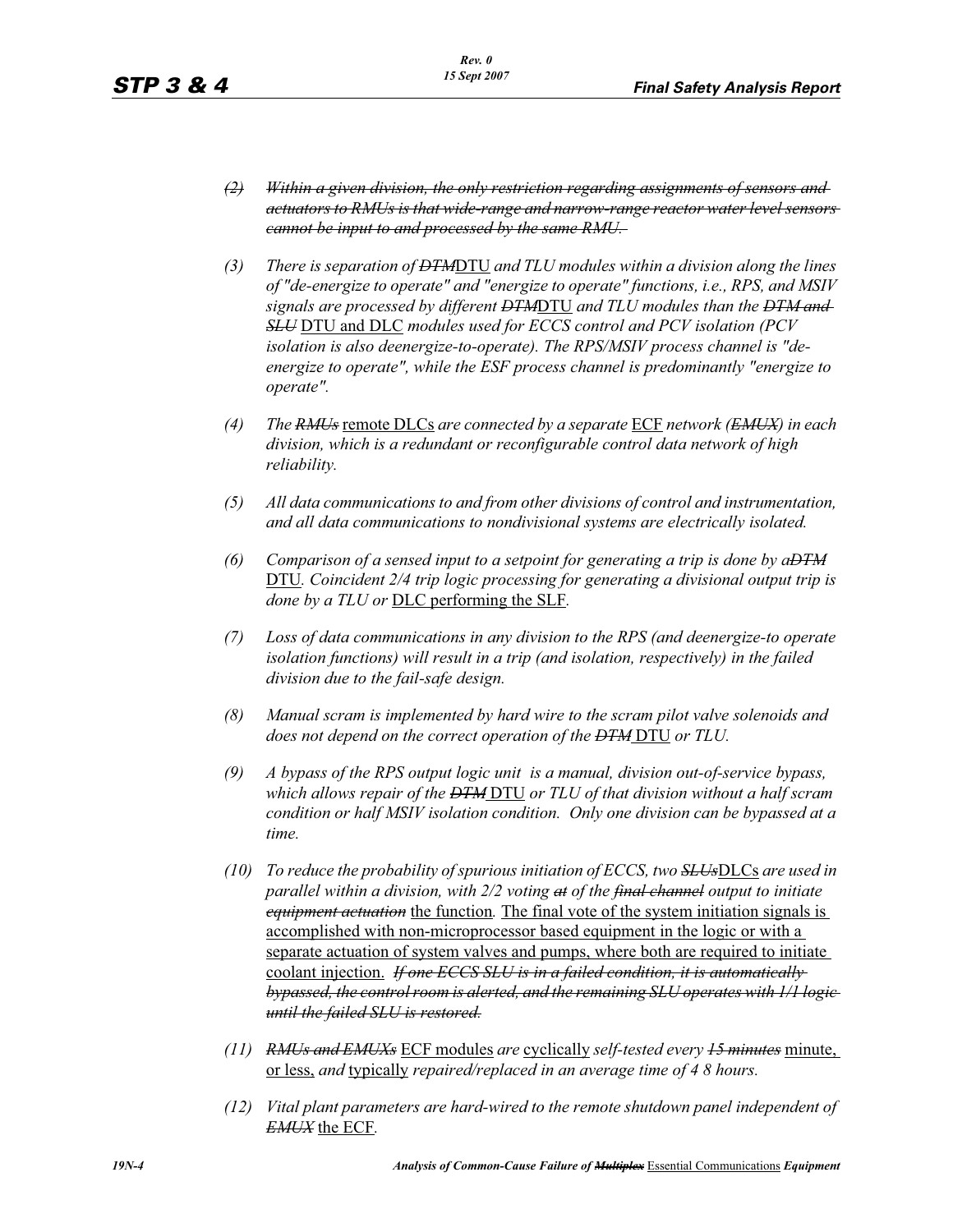*(2) ~~Within a given division, the only restriction regarding assignments of sensors and actuators to RMUs is that wide-range and narrow-range reactor water level sensors cannot be input to and processed by the same RMU.~~*

*(3) There is separation of ~~DTM~~*DTU *and TLU modules within a division along the lines of "de-energize to operate" and "energize to operate" functions, i.e., RPS, and MSIV signals are processed by different ~~DTM~~*DTU *and TLU modules than the ~~DTM and SLU~~* DTU and DLC *modules used for ECCS control and PCV isolation (PCV isolation is also deenergize-to-operate). The RPS/MSIV process channel is "de-energize to operate", while the ESF process channel is predominantly "energize to operate".*

*(4) The ~~RMUs~~* remote DLCs *are connected by a separate* ECF *network (~~EMUX~~) in each division, which is a redundant or reconfigurable control data network of high reliability.*

*(5) All data communications to and from other divisions of control and instrumentation, and all data communications to nondivisional systems are electrically isolated.*

*(6) Comparison of a sensed input to a setpoint for generating a trip is done by a~~DTM~~* DTU*. Coincident 2/4 trip logic processing for generating a divisional output trip is done by a TLU or* DLC performing the SLF*.*

*(7) Loss of data communications in any division to the RPS (and deenergize-to operate isolation functions) will result in a trip (and isolation, respectively) in the failed division due to the fail-safe design.*

*(8) Manual scram is implemented by hard wire to the scram pilot valve solenoids and does not depend on the correct operation of the ~~DTM~~* DTU *or TLU.*

*(9) A bypass of the RPS output logic unit is a manual, division out-of-service bypass, which allows repair of the ~~DTM~~* DTU *or TLU of that division without a half scram condition or half MSIV isolation condition. Only one division can be bypassed at a time.*

*(10) To reduce the probability of spurious initiation of ECCS, two ~~SLUs~~*DLCs *are used in parallel within a division, with 2/2 voting ~~at~~ of the ~~final channel~~ output to initiate ~~equipment actuation~~* the function*.* The final vote of the system initiation signals is accomplished with non-microprocessor based equipment in the logic or with a separate actuation of system valves and pumps, where both are required to initiate coolant injection. *~~If one ECCS SLU is in a failed condition, it is automatically bypassed, the control room is alerted, and the remaining SLU operates with 1/1 logic until the failed SLU is restored.~~*

*(11) ~~RMUs and EMUXs~~* ECF modules *are* cyclically *self-tested every ~~15 minutes~~* minute, or less, *and* typically *repaired/replaced in an average time of ~~4~~ 8 hours.*

*(12) Vital plant parameters are hard-wired to the remote shutdown panel independent of ~~EMUX~~* the ECF*.*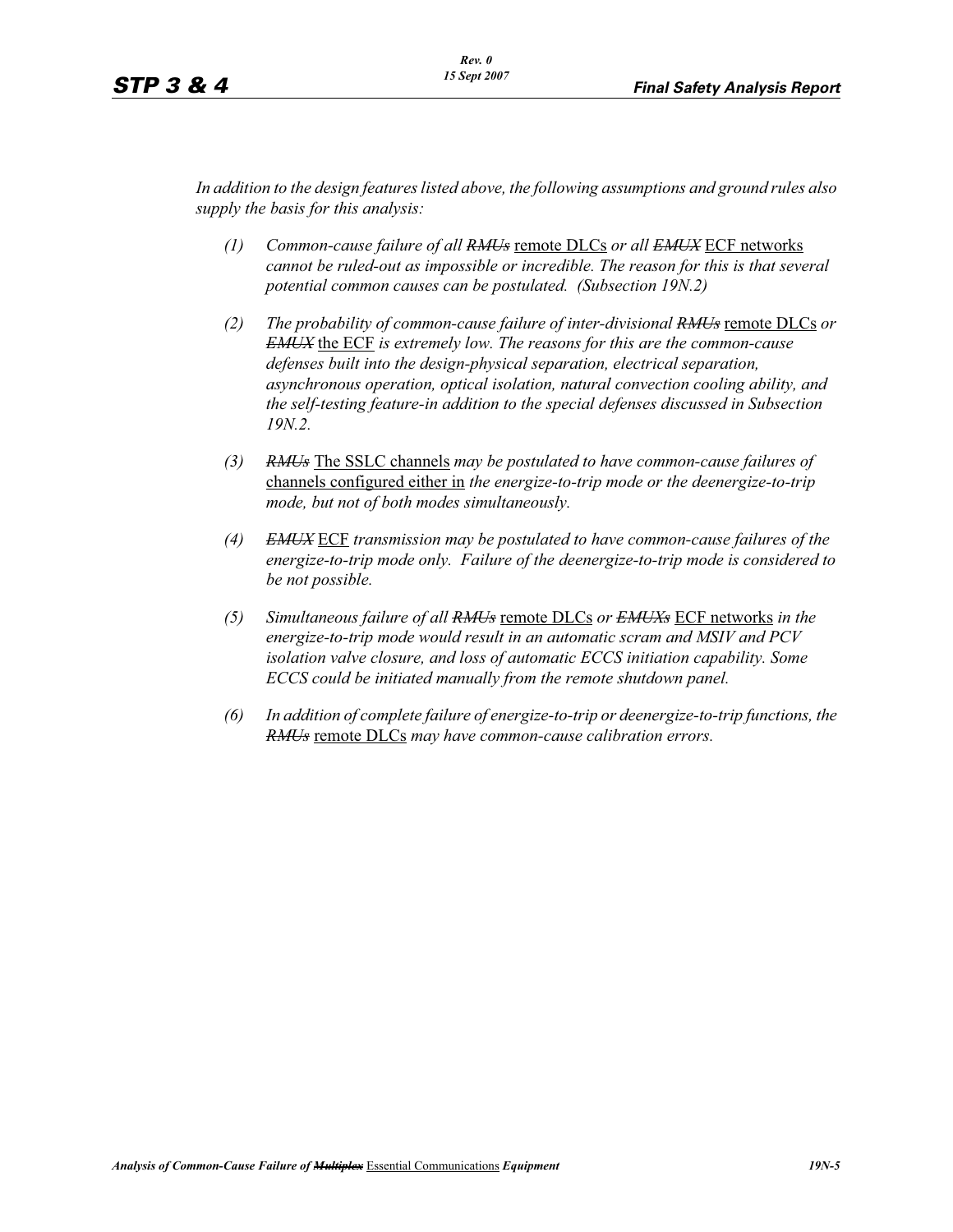*In addition to the design features listed above, the following assumptions and ground rules also supply the basis for this analysis:*

(1) *Common-cause failure of all ~~RMUs~~* remote DLCs *or all ~~EMUX~~* ECF networks *cannot be ruled-out as impossible or incredible. The reason for this is that several potential common causes can be postulated. (Subsection 19N.2)*

(2) *The probability of common-cause failure of inter-divisional ~~RMUs~~* remote DLCs *or ~~EMUX~~* the ECF *is extremely low. The reasons for this are the common-cause defenses built into the design-physical separation, electrical separation, asynchronous operation, optical isolation, natural convection cooling ability, and the self-testing feature-in addition to the special defenses discussed in Subsection 19N.2.*

(3) *~~RMUs~~* The SSLC channels *may be postulated to have common-cause failures of* channels configured either in *the energize-to-trip mode or the deenergize-to-trip mode, but not of both modes simultaneously.*

(4) *~~EMUX~~* ECF *transmission may be postulated to have common-cause failures of the energize-to-trip mode only. Failure of the deenergize-to-trip mode is considered to be not possible.*

(5) *Simultaneous failure of all ~~RMUs~~* remote DLCs *or ~~EMUXs~~* ECF networks *in the energize-to-trip mode would result in an automatic scram and MSIV and PCV isolation valve closure, and loss of automatic ECCS initiation capability. Some ECCS could be initiated manually from the remote shutdown panel.*

(6) *In addition of complete failure of energize-to-trip or deenergize-to-trip functions, the ~~RMUs~~* remote DLCs *may have common-cause calibration errors.*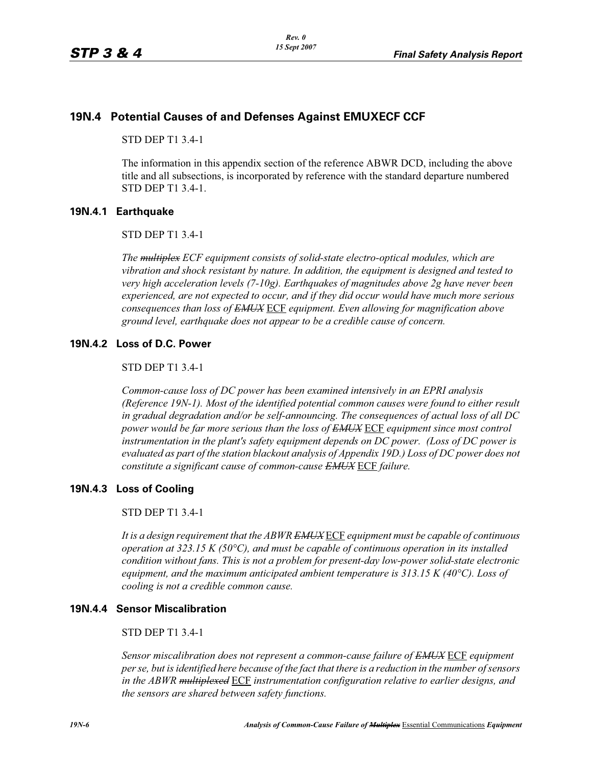## 19N.4 Potential Causes of and Defenses Against EMUXECF CCF

STD DEP T1 3.4-1

The information in this appendix section of the reference ABWR DCD, including the above title and all subsections, is incorporated by reference with the standard departure numbered STD DEP T1 3.4-1.

### 19N.4.1 Earthquake

STD DEP T1 3.4-1

*The ~~multiplex~~ ECF equipment consists of solid-state electro-optical modules, which are vibration and shock resistant by nature. In addition, the equipment is designed and tested to very high acceleration levels (7-10g). Earthquakes of magnitudes above 2g have never been experienced, are not expected to occur, and if they did occur would have much more serious consequences than loss of ~~EMUX~~* ECF *equipment. Even allowing for magnification above ground level, earthquake does not appear to be a credible cause of concern.*

### 19N.4.2 Loss of D.C. Power

STD DEP T1 3.4-1

*Common-cause loss of DC power has been examined intensively in an EPRI analysis (Reference 19N-1). Most of the identified potential common causes were found to either result in gradual degradation and/or be self-announcing. The consequences of actual loss of all DC power would be far more serious than the loss of ~~EMUX~~* ECF *equipment since most control instrumentation in the plant's safety equipment depends on DC power. (Loss of DC power is evaluated as part of the station blackout analysis of Appendix 19D.) Loss of DC power does not constitute a significant cause of common-cause ~~EMUX~~* ECF *failure.*

### 19N.4.3 Loss of Cooling

STD DEP T1 3.4-1

*It is a design requirement that the ABWR ~~EMUX~~* ECF *equipment must be capable of continuous operation at 323.15 K (50°C), and must be capable of continuous operation in its installed condition without fans. This is not a problem for present-day low-power solid-state electronic equipment, and the maximum anticipated ambient temperature is 313.15 K (40°C). Loss of cooling is not a credible common cause.*

### 19N.4.4 Sensor Miscalibration

STD DEP T1 3.4-1

*Sensor miscalibration does not represent a common-cause failure of ~~EMUX~~* ECF *equipment per se, but is identified here because of the fact that there is a reduction in the number of sensors in the ABWR ~~multiplexed~~* ECF *instrumentation configuration relative to earlier designs, and the sensors are shared between safety functions.*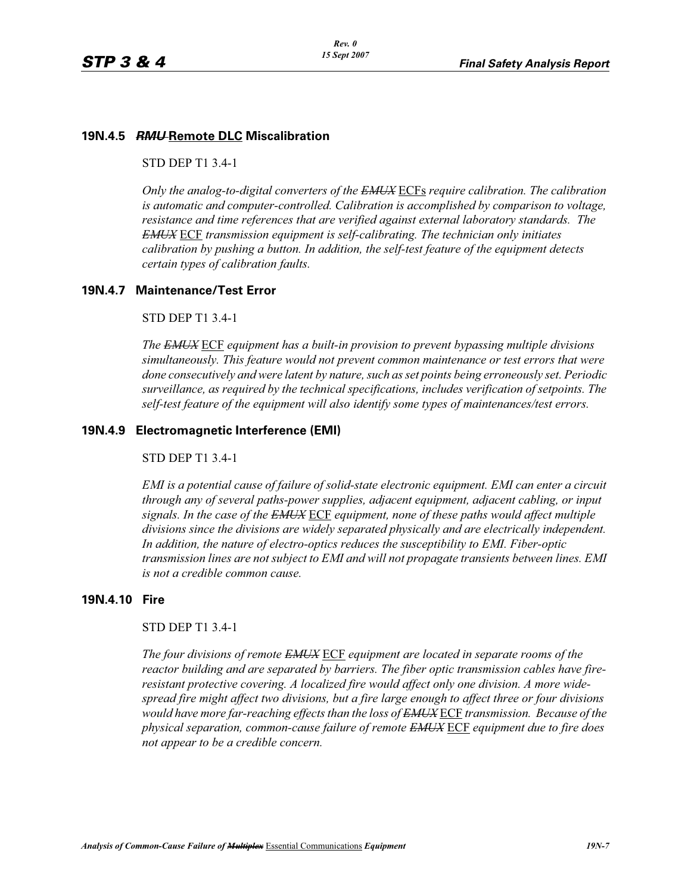### 19N.4.5 ~~*RMU*~~ Remote DLC Miscalibration

STD DEP T1 3.4-1

*Only the analog-to-digital converters of the ~~EMUX~~* ECFs *require calibration. The calibration is automatic and computer-controlled. Calibration is accomplished by comparison to voltage, resistance and time references that are verified against external laboratory standards. The ~~EMUX~~* ECF *transmission equipment is self-calibrating. The technician only initiates calibration by pushing a button. In addition, the self-test feature of the equipment detects certain types of calibration faults.*

### 19N.4.7 Maintenance/Test Error

STD DEP T1 3.4-1

*The ~~EMUX~~* ECF *equipment has a built-in provision to prevent bypassing multiple divisions simultaneously. This feature would not prevent common maintenance or test errors that were done consecutively and were latent by nature, such as set points being erroneously set. Periodic surveillance, as required by the technical specifications, includes verification of setpoints. The self-test feature of the equipment will also identify some types of maintenances/test errors.*

### 19N.4.9 Electromagnetic Interference (EMI)

STD DEP T1 3.4-1

*EMI is a potential cause of failure of solid-state electronic equipment. EMI can enter a circuit through any of several paths-power supplies, adjacent equipment, adjacent cabling, or input signals. In the case of the ~~EMUX~~* ECF *equipment, none of these paths would affect multiple divisions since the divisions are widely separated physically and are electrically independent. In addition, the nature of electro-optics reduces the susceptibility to EMI. Fiber-optic transmission lines are not subject to EMI and will not propagate transients between lines. EMI is not a credible common cause.*

### 19N.4.10 Fire

STD DEP T1 3.4-1

*The four divisions of remote ~~EMUX~~* ECF *equipment are located in separate rooms of the reactor building and are separated by barriers. The fiber optic transmission cables have fire-resistant protective covering. A localized fire would affect only one division. A more wide-spread fire might affect two divisions, but a fire large enough to affect three or four divisions would have more far-reaching effects than the loss of ~~EMUX~~* ECF *transmission. Because of the physical separation, common-cause failure of remote ~~EMUX~~* ECF *equipment due to fire does not appear to be a credible concern.*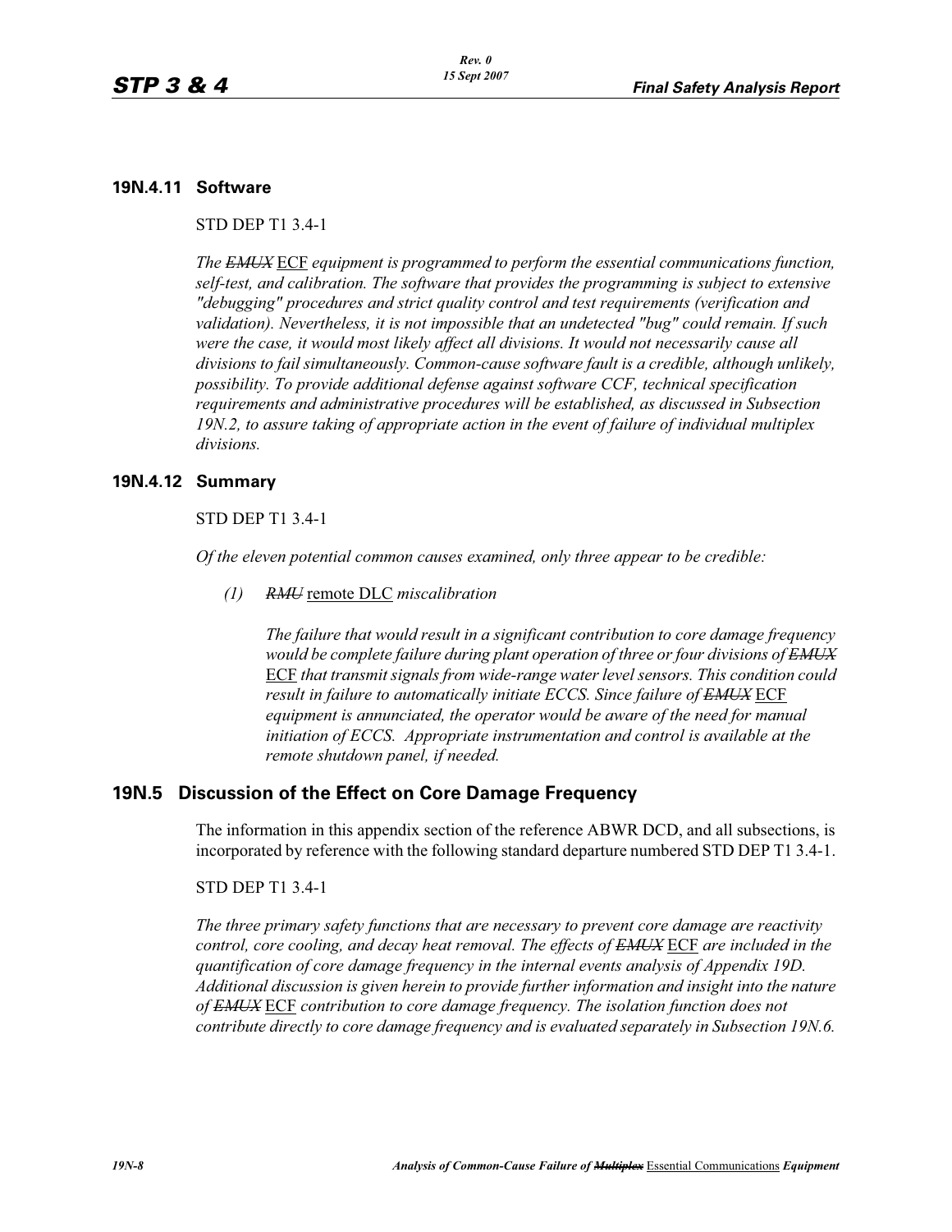### 19N.4.11 Software

STD DEP T1 3.4-1

*The ~~EMUX~~ ECF equipment is programmed to perform the essential communications function, self-test, and calibration. The software that provides the programming is subject to extensive "debugging" procedures and strict quality control and test requirements (verification and validation). Nevertheless, it is not impossible that an undetected "bug" could remain. If such were the case, it would most likely affect all divisions. It would not necessarily cause all divisions to fail simultaneously. Common-cause software fault is a credible, although unlikely, possibility. To provide additional defense against software CCF, technical specification requirements and administrative procedures will be established, as discussed in Subsection 19N.2, to assure taking of appropriate action in the event of failure of individual multiplex divisions.*

### 19N.4.12 Summary

STD DEP T1 3.4-1

*Of the eleven potential common causes examined, only three appear to be credible:*

*(1) ~~RMU~~* remote DLC *miscalibration*

*The failure that would result in a significant contribution to core damage frequency would be complete failure during plant operation of three or four divisions of ~~EMUX~~* ECF *that transmit signals from wide-range water level sensors. This condition could result in failure to automatically initiate ECCS. Since failure of ~~EMUX~~* ECF *equipment is annunciated, the operator would be aware of the need for manual initiation of ECCS. Appropriate instrumentation and control is available at the remote shutdown panel, if needed.*

## 19N.5 Discussion of the Effect on Core Damage Frequency

The information in this appendix section of the reference ABWR DCD, and all subsections, is incorporated by reference with the following standard departure numbered STD DEP T1 3.4-1.

STD DEP T1 3.4-1

*The three primary safety functions that are necessary to prevent core damage are reactivity control, core cooling, and decay heat removal. The effects of ~~EMUX~~* ECF *are included in the quantification of core damage frequency in the internal events analysis of Appendix 19D. Additional discussion is given herein to provide further information and insight into the nature of ~~EMUX~~* ECF *contribution to core damage frequency. The isolation function does not contribute directly to core damage frequency and is evaluated separately in Subsection 19N.6.*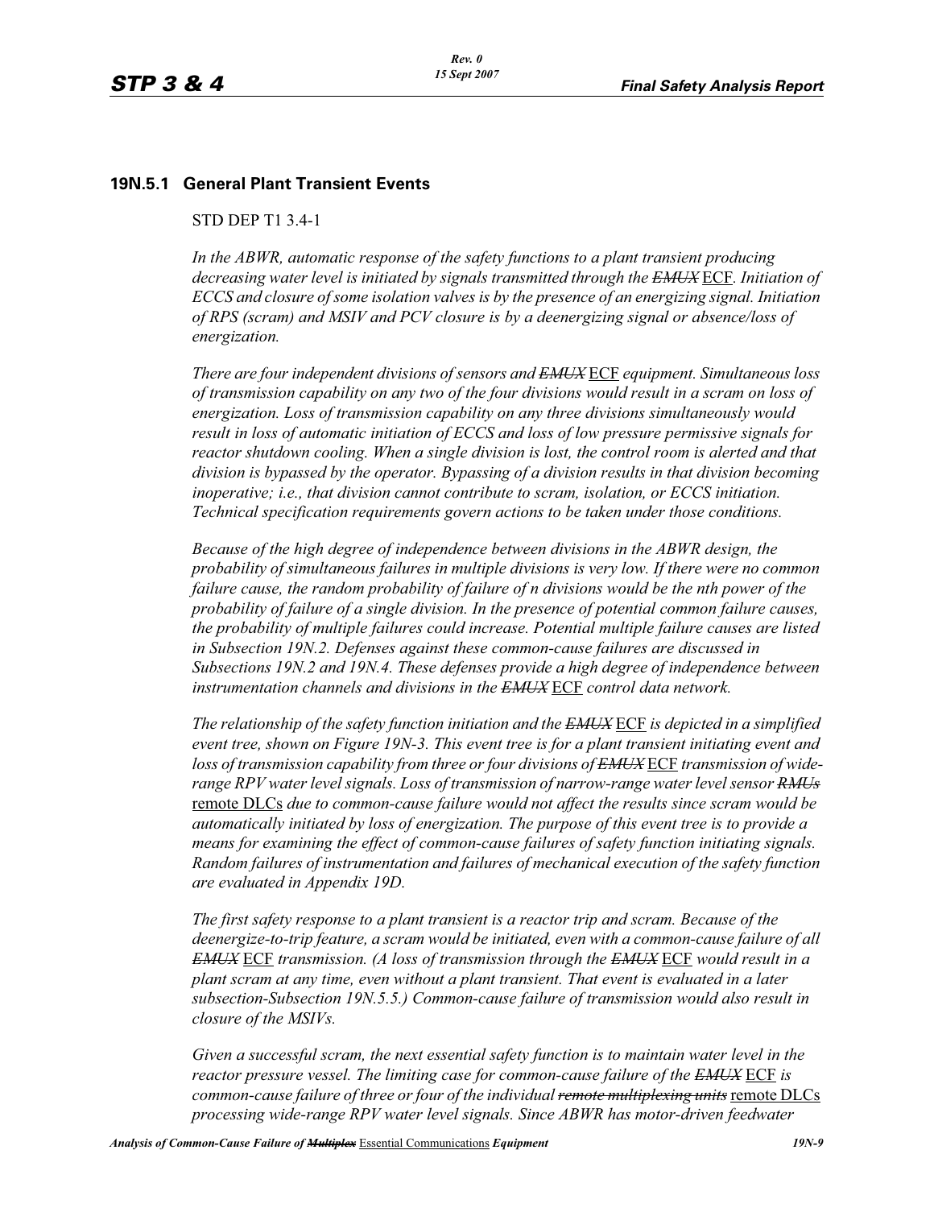## 19N.5.1 General Plant Transient Events

STD DEP T1 3.4-1

*In the ABWR, automatic response of the safety functions to a plant transient producing decreasing water level is initiated by signals transmitted through the ~~EMUX~~* ECF*. Initiation of ECCS and closure of some isolation valves is by the presence of an energizing signal. Initiation of RPS (scram) and MSIV and PCV closure is by a deenergizing signal or absence/loss of energization.*

*There are four independent divisions of sensors and ~~EMUX~~* ECF *equipment. Simultaneous loss of transmission capability on any two of the four divisions would result in a scram on loss of energization. Loss of transmission capability on any three divisions simultaneously would result in loss of automatic initiation of ECCS and loss of low pressure permissive signals for reactor shutdown cooling. When a single division is lost, the control room is alerted and that division is bypassed by the operator. Bypassing of a division results in that division becoming inoperative; i.e., that division cannot contribute to scram, isolation, or ECCS initiation. Technical specification requirements govern actions to be taken under those conditions.*

*Because of the high degree of independence between divisions in the ABWR design, the probability of simultaneous failures in multiple divisions is very low. If there were no common failure cause, the random probability of failure of n divisions would be the nth power of the probability of failure of a single division. In the presence of potential common failure causes, the probability of multiple failures could increase. Potential multiple failure causes are listed in Subsection 19N.2. Defenses against these common-cause failures are discussed in Subsections 19N.2 and 19N.4. These defenses provide a high degree of independence between instrumentation channels and divisions in the ~~EMUX~~* ECF *control data network.*

*The relationship of the safety function initiation and the ~~EMUX~~* ECF *is depicted in a simplified event tree, shown on Figure 19N-3. This event tree is for a plant transient initiating event and loss of transmission capability from three or four divisions of ~~EMUX~~* ECF *transmission of wide-range RPV water level signals. Loss of transmission of narrow-range water level sensor ~~RMUs~~* remote DLCs *due to common-cause failure would not affect the results since scram would be automatically initiated by loss of energization. The purpose of this event tree is to provide a means for examining the effect of common-cause failures of safety function initiating signals. Random failures of instrumentation and failures of mechanical execution of the safety function are evaluated in Appendix 19D.*

*The first safety response to a plant transient is a reactor trip and scram. Because of the deenergize-to-trip feature, a scram would be initiated, even with a common-cause failure of all ~~EMUX~~* ECF *transmission. (A loss of transmission through the ~~EMUX~~* ECF *would result in a plant scram at any time, even without a plant transient. That event is evaluated in a later subsection-Subsection 19N.5.5.) Common-cause failure of transmission would also result in closure of the MSIVs.*

*Given a successful scram, the next essential safety function is to maintain water level in the reactor pressure vessel. The limiting case for common-cause failure of the ~~EMUX~~* ECF *is common-cause failure of three or four of the individual ~~remote multiplexing units~~* remote DLCs *processing wide-range RPV water level signals. Since ABWR has motor-driven feedwater*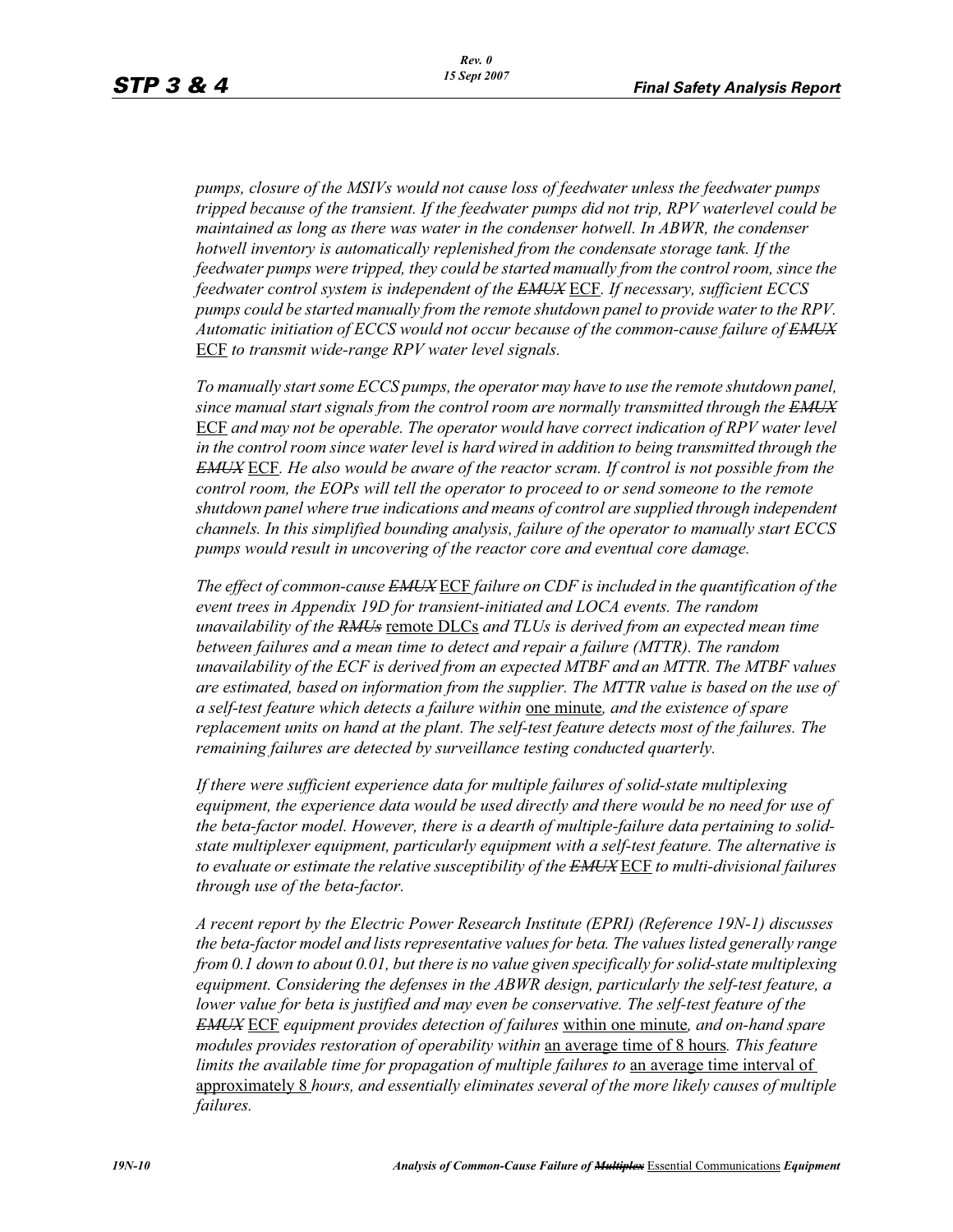*pumps, closure of the MSIVs would not cause loss of feedwater unless the feedwater pumps tripped because of the transient. If the feedwater pumps did not trip, RPV waterlevel could be maintained as long as there was water in the condenser hotwell. In ABWR, the condenser hotwell inventory is automatically replenished from the condensate storage tank. If the feedwater pumps were tripped, they could be started manually from the control room, since the feedwater control system is independent of the ~~EMUX~~* ECF*. If necessary, sufficient ECCS pumps could be started manually from the remote shutdown panel to provide water to the RPV. Automatic initiation of ECCS would not occur because of the common-cause failure of ~~EMUX~~* ECF *to transmit wide-range RPV water level signals.*

*To manually start some ECCS pumps, the operator may have to use the remote shutdown panel, since manual start signals from the control room are normally transmitted through the ~~EMUX~~* ECF *and may not be operable. The operator would have correct indication of RPV water level in the control room since water level is hard wired in addition to being transmitted through the ~~EMUX~~* ECF*. He also would be aware of the reactor scram. If control is not possible from the control room, the EOPs will tell the operator to proceed to or send someone to the remote shutdown panel where true indications and means of control are supplied through independent channels. In this simplified bounding analysis, failure of the operator to manually start ECCS pumps would result in uncovering of the reactor core and eventual core damage.*

*The effect of common-cause ~~EMUX~~* ECF *failure on CDF is included in the quantification of the event trees in Appendix 19D for transient-initiated and LOCA events. The random unavailability of the ~~RMUs~~* remote DLCs *and TLUs is derived from an expected mean time between failures and a mean time to detect and repair a failure (MTTR). The random unavailability of the ECF is derived from an expected MTBF and an MTTR. The MTBF values are estimated, based on information from the supplier. The MTTR value is based on the use of a self-test feature which detects a failure within* one minute*, and the existence of spare replacement units on hand at the plant. The self-test feature detects most of the failures. The remaining failures are detected by surveillance testing conducted quarterly.*

*If there were sufficient experience data for multiple failures of solid-state multiplexing equipment, the experience data would be used directly and there would be no need for use of the beta-factor model. However, there is a dearth of multiple-failure data pertaining to solid-state multiplexer equipment, particularly equipment with a self-test feature. The alternative is to evaluate or estimate the relative susceptibility of the ~~EMUX~~* ECF *to multi-divisional failures through use of the beta-factor.*

*A recent report by the Electric Power Research Institute (EPRI) (Reference 19N-1) discusses the beta-factor model and lists representative values for beta. The values listed generally range from 0.1 down to about 0.01, but there is no value given specifically for solid-state multiplexing equipment. Considering the defenses in the ABWR design, particularly the self-test feature, a lower value for beta is justified and may even be conservative. The self-test feature of the ~~EMUX~~* ECF *equipment provides detection of failures* within one minute*, and on-hand spare modules provides restoration of operability within* an average time of 8 hours*. This feature limits the available time for propagation of multiple failures to* an average time interval of approximately 8 *hours, and essentially eliminates several of the more likely causes of multiple failures.*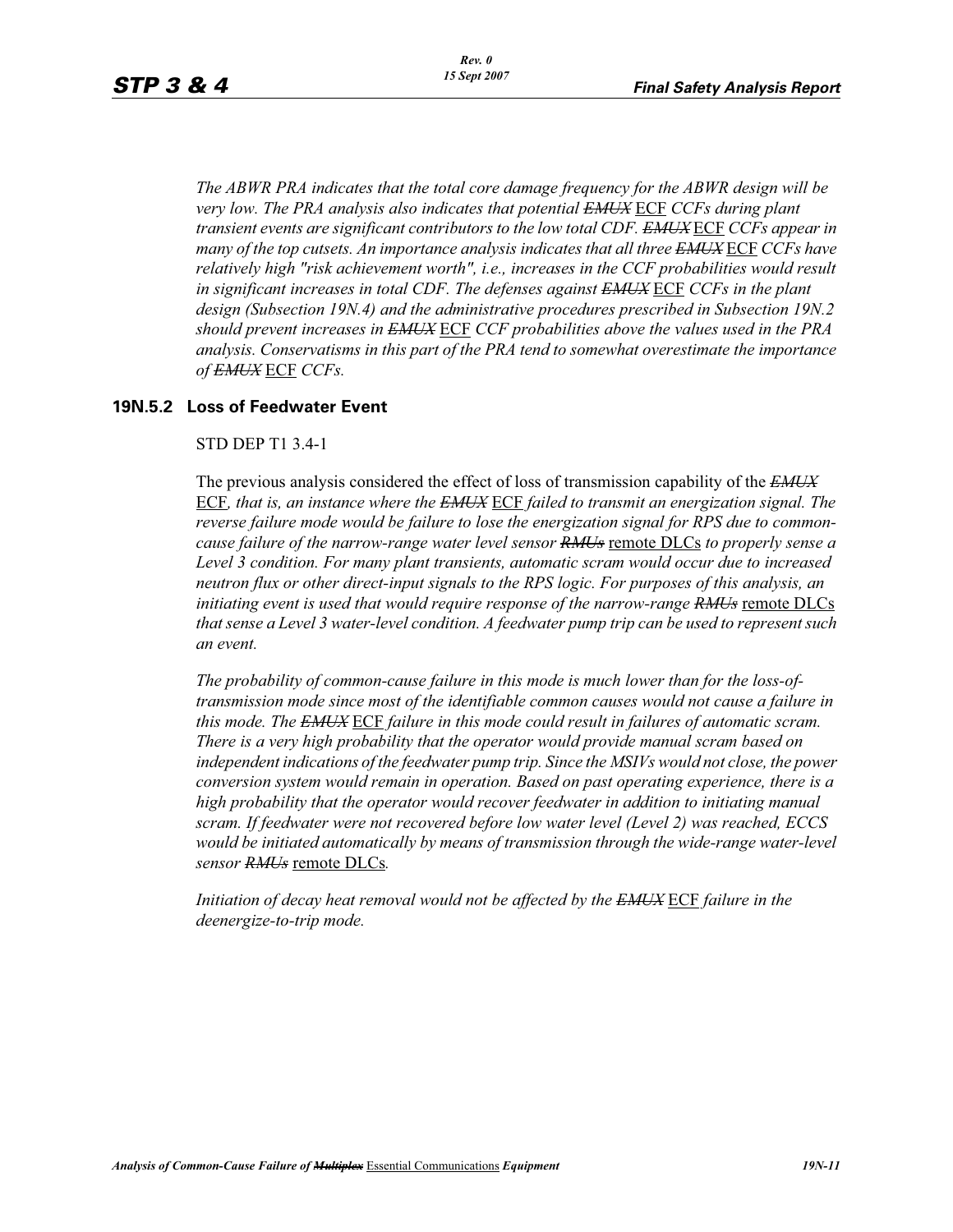*The ABWR PRA indicates that the total core damage frequency for the ABWR design will be very low. The PRA analysis also indicates that potential ~~EMUX~~ ECF CCFs during plant transient events are significant contributors to the low total CDF. ~~EMUX~~ ECF CCFs appear in many of the top cutsets. An importance analysis indicates that all three ~~EMUX~~ ECF CCFs have relatively high "risk achievement worth", i.e., increases in the CCF probabilities would result in significant increases in total CDF. The defenses against ~~EMUX~~ ECF CCFs in the plant design (Subsection 19N.4) and the administrative procedures prescribed in Subsection 19N.2 should prevent increases in ~~EMUX~~ ECF CCF probabilities above the values used in the PRA analysis. Conservatisms in this part of the PRA tend to somewhat overestimate the importance of ~~EMUX~~ ECF CCFs.*

### 19N.5.2 Loss of Feedwater Event

STD DEP T1 3.4-1

The previous analysis considered the effect of loss of transmission capability of the *~~EMUX~~* ECF*, that is, an instance where the ~~EMUX~~* ECF *failed to transmit an energization signal. The reverse failure mode would be failure to lose the energization signal for RPS due to common-cause failure of the narrow-range water level sensor ~~RMUs~~* remote DLCs *to properly sense a Level 3 condition. For many plant transients, automatic scram would occur due to increased neutron flux or other direct-input signals to the RPS logic. For purposes of this analysis, an initiating event is used that would require response of the narrow-range ~~RMUs~~* remote DLCs *that sense a Level 3 water-level condition. A feedwater pump trip can be used to represent such an event.*

*The probability of common-cause failure in this mode is much lower than for the loss-of-transmission mode since most of the identifiable common causes would not cause a failure in this mode. The ~~EMUX~~* ECF *failure in this mode could result in failures of automatic scram. There is a very high probability that the operator would provide manual scram based on independent indications of the feedwater pump trip. Since the MSIVs would not close, the power conversion system would remain in operation. Based on past operating experience, there is a high probability that the operator would recover feedwater in addition to initiating manual scram. If feedwater were not recovered before low water level (Level 2) was reached, ECCS would be initiated automatically by means of transmission through the wide-range water-level sensor ~~RMUs~~* remote DLCs*.*

*Initiation of decay heat removal would not be affected by the ~~EMUX~~* ECF *failure in the deenergize-to-trip mode.*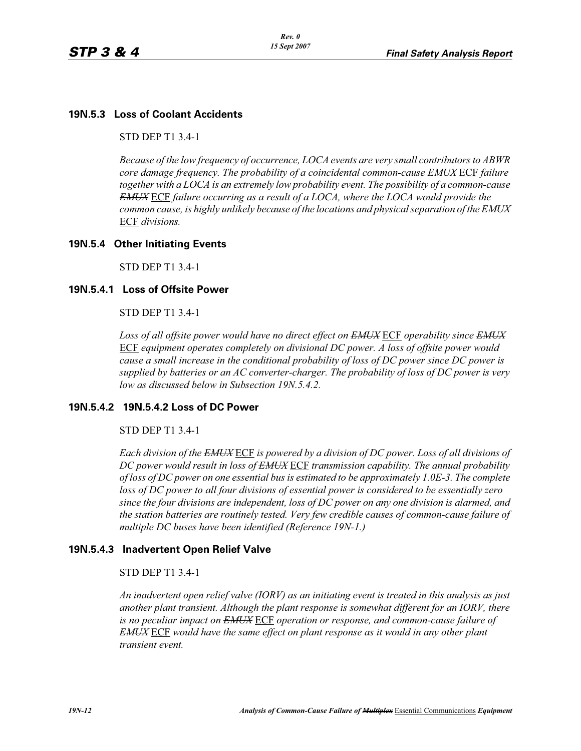### 19N.5.3 Loss of Coolant Accidents

STD DEP T1 3.4-1

*Because of the low frequency of occurrence, LOCA events are very small contributors to ABWR core damage frequency. The probability of a coincidental common-cause* ~~*EMUX*~~ <u>ECF</u> *failure together with a LOCA is an extremely low probability event. The possibility of a common-cause* ~~*EMUX*~~ <u>ECF</u> *failure occurring as a result of a LOCA, where the LOCA would provide the common cause, is highly unlikely because of the locations and physical separation of the* ~~*EMUX*~~ <u>ECF</u> *divisions.*

### 19N.5.4 Other Initiating Events

STD DEP T1 3.4-1

#### 19N.5.4.1 Loss of Offsite Power

STD DEP T1 3.4-1

*Loss of all offsite power would have no direct effect on* ~~*EMUX*~~ <u>ECF</u> *operability since* ~~*EMUX*~~ <u>ECF</u> *equipment operates completely on divisional DC power. A loss of offsite power would cause a small increase in the conditional probability of loss of DC power since DC power is supplied by batteries or an AC converter-charger. The probability of loss of DC power is very low as discussed below in Subsection 19N.5.4.2.*

#### 19N.5.4.2 19N.5.4.2 Loss of DC Power

STD DEP T1 3.4-1

*Each division of the* ~~*EMUX*~~ <u>ECF</u> *is powered by a division of DC power. Loss of all divisions of DC power would result in loss of* ~~*EMUX*~~ <u>ECF</u> *transmission capability. The annual probability of loss of DC power on one essential bus is estimated to be approximately 1.0E-3. The complete loss of DC power to all four divisions of essential power is considered to be essentially zero since the four divisions are independent, loss of DC power on any one division is alarmed, and the station batteries are routinely tested. Very few credible causes of common-cause failure of multiple DC buses have been identified (Reference 19N-1.)*

#### 19N.5.4.3 Inadvertent Open Relief Valve

STD DEP T1 3.4-1

*An inadvertent open relief valve (IORV) as an initiating event is treated in this analysis as just another plant transient. Although the plant response is somewhat different for an IORV, there is no peculiar impact on* ~~*EMUX*~~ <u>ECF</u> *operation or response, and common-cause failure of* ~~*EMUX*~~ <u>ECF</u> *would have the same effect on plant response as it would in any other plant transient event.*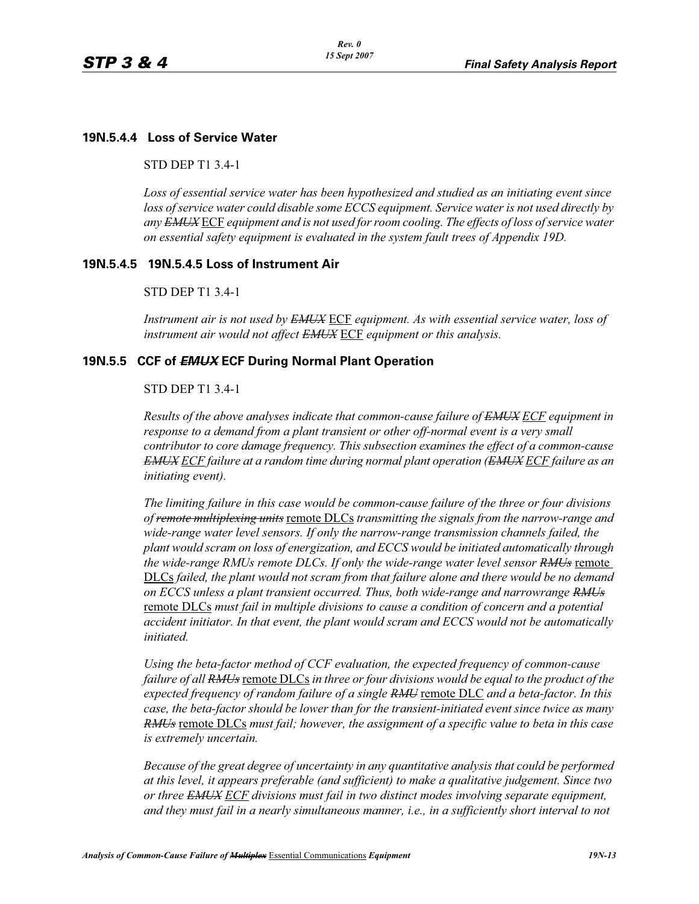### 19N.5.4.4 Loss of Service Water

STD DEP T1 3.4-1

*Loss of essential service water has been hypothesized and studied as an initiating event since loss of service water could disable some ECCS equipment. Service water is not used directly by any ~~EMUX~~* ECF *equipment and is not used for room cooling. The effects of loss of service water on essential safety equipment is evaluated in the system fault trees of Appendix 19D.*

### 19N.5.4.5 19N.5.4.5 Loss of Instrument Air

STD DEP T1 3.4-1

*Instrument air is not used by ~~EMUX~~* ECF *equipment. As with essential service water, loss of instrument air would not affect ~~EMUX~~* ECF *equipment or this analysis.*

## 19N.5.5 CCF of ~~*EMUX*~~ ECF During Normal Plant Operation

STD DEP T1 3.4-1

*Results of the above analyses indicate that common-cause failure of ~~EMUX~~ ECF equipment in response to a demand from a plant transient or other off-normal event is a very small contributor to core damage frequency. This subsection examines the effect of a common-cause ~~EMUX~~ ECF failure at a random time during normal plant operation (~~EMUX~~ ECF failure as an initiating event).*

*The limiting failure in this case would be common-cause failure of the three or four divisions of ~~remote multiplexing units~~* remote DLCs *transmitting the signals from the narrow-range and wide-range water level sensors. If only the narrow-range transmission channels failed, the plant would scram on loss of energization, and ECCS would be initiated automatically through the wide-range RMUs remote DLCs. If only the wide-range water level sensor ~~RMUs~~* remote DLCs *failed, the plant would not scram from that failure alone and there would be no demand on ECCS unless a plant transient occurred. Thus, both wide-range and narrowrange ~~RMUs~~* remote DLCs *must fail in multiple divisions to cause a condition of concern and a potential accident initiator. In that event, the plant would scram and ECCS would not be automatically initiated.*

*Using the beta-factor method of CCF evaluation, the expected frequency of common-cause failure of all ~~RMUs~~* remote DLCs *in three or four divisions would be equal to the product of the expected frequency of random failure of a single ~~RMU~~* remote DLC *and a beta-factor. In this case, the beta-factor should be lower than for the transient-initiated event since twice as many ~~RMUs~~* remote DLCs *must fail; however, the assignment of a specific value to beta in this case is extremely uncertain.*

*Because of the great degree of uncertainty in any quantitative analysis that could be performed at this level, it appears preferable (and sufficient) to make a qualitative judgement. Since two or three ~~EMUX~~ ECF divisions must fail in two distinct modes involving separate equipment, and they must fail in a nearly simultaneous manner, i.e., in a sufficiently short interval to not*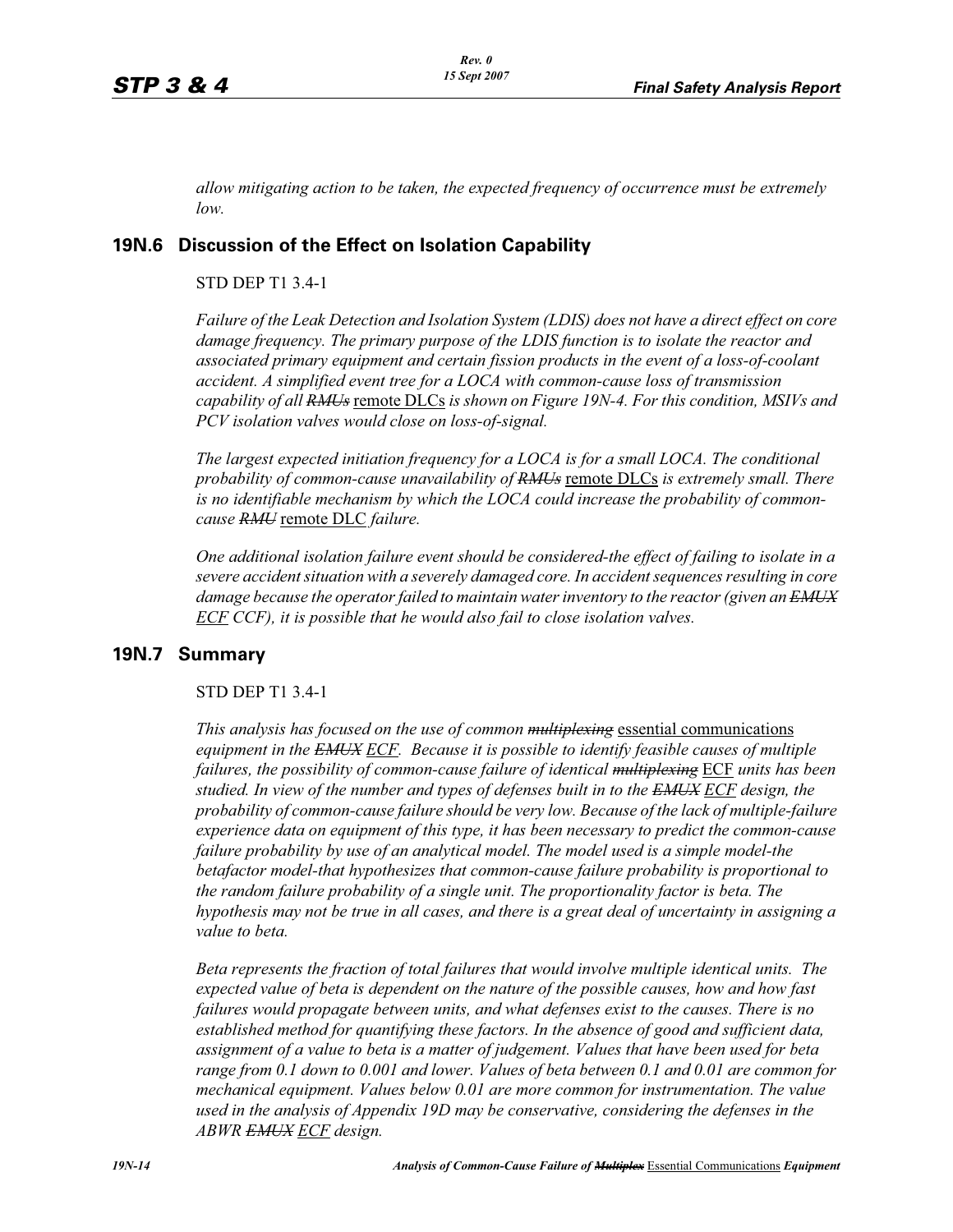*allow mitigating action to be taken, the expected frequency of occurrence must be extremely low.*

## 19N.6 Discussion of the Effect on Isolation Capability

STD DEP T1 3.4-1

*Failure of the Leak Detection and Isolation System (LDIS) does not have a direct effect on core damage frequency. The primary purpose of the LDIS function is to isolate the reactor and associated primary equipment and certain fission products in the event of a loss-of-coolant accident. A simplified event tree for a LOCA with common-cause loss of transmission capability of all ~~RMUs~~* remote DLCs *is shown on Figure 19N-4. For this condition, MSIVs and PCV isolation valves would close on loss-of-signal.*

*The largest expected initiation frequency for a LOCA is for a small LOCA. The conditional probability of common-cause unavailability of ~~RMUs~~* remote DLCs *is extremely small. There is no identifiable mechanism by which the LOCA could increase the probability of common-cause ~~RMU~~* remote DLC *failure.*

*One additional isolation failure event should be considered-the effect of failing to isolate in a severe accident situation with a severely damaged core. In accident sequences resulting in core damage because the operator failed to maintain water inventory to the reactor (given an ~~EMUX~~ ECF CCF), it is possible that he would also fail to close isolation valves.*

## 19N.7 Summary

STD DEP T1 3.4-1

*This analysis has focused on the use of common ~~multiplexing~~* essential communications *equipment in the ~~EMUX~~ ECF. Because it is possible to identify feasible causes of multiple failures, the possibility of common-cause failure of identical ~~multiplexing~~* ECF *units has been studied. In view of the number and types of defenses built in to the ~~EMUX~~ ECF design, the probability of common-cause failure should be very low. Because of the lack of multiple-failure experience data on equipment of this type, it has been necessary to predict the common-cause failure probability by use of an analytical model. The model used is a simple model-the betafactor model-that hypothesizes that common-cause failure probability is proportional to the random failure probability of a single unit. The proportionality factor is beta. The hypothesis may not be true in all cases, and there is a great deal of uncertainty in assigning a value to beta.*

*Beta represents the fraction of total failures that would involve multiple identical units. The expected value of beta is dependent on the nature of the possible causes, how and how fast failures would propagate between units, and what defenses exist to the causes. There is no established method for quantifying these factors. In the absence of good and sufficient data, assignment of a value to beta is a matter of judgement. Values that have been used for beta range from 0.1 down to 0.001 and lower. Values of beta between 0.1 and 0.01 are common for mechanical equipment. Values below 0.01 are more common for instrumentation. The value used in the analysis of Appendix 19D may be conservative, considering the defenses in the ABWR ~~EMUX~~ ECF design.*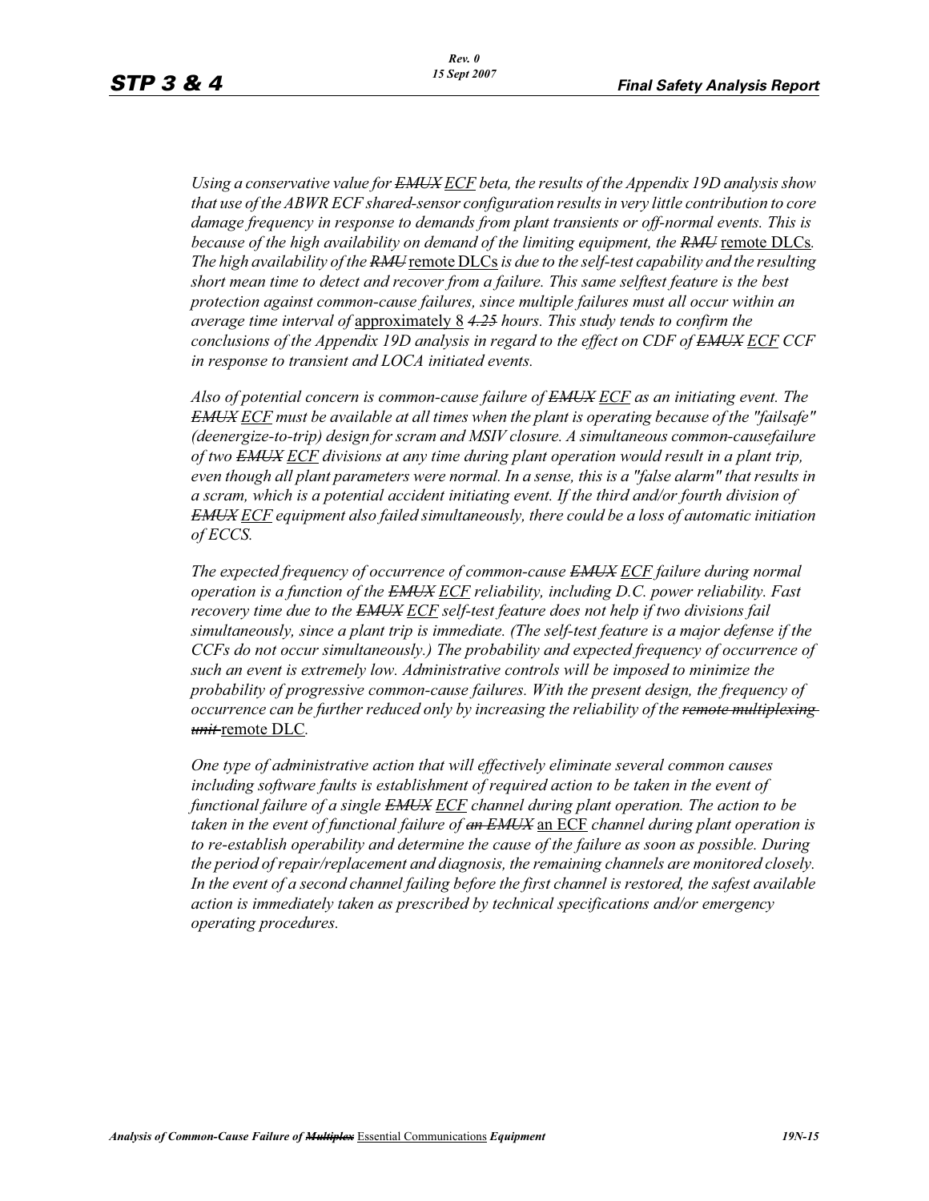*Using a conservative value for ~~EMUX~~ ECF beta, the results of the Appendix 19D analysis show that use of the ABWR ECF shared-sensor configuration results in very little contribution to core damage frequency in response to demands from plant transients or off-normal events. This is because of the high availability on demand of the limiting equipment, the ~~RMU~~* remote DLCs*. The high availability of the ~~RMU~~* remote DLCs *is due to the self-test capability and the resulting short mean time to detect and recover from a failure. This same selftest feature is the best protection against common-cause failures, since multiple failures must all occur within an average time interval of* approximately 8 *~~4.25~~ hours. This study tends to confirm the conclusions of the Appendix 19D analysis in regard to the effect on CDF of ~~EMUX~~* ECF *CCF in response to transient and LOCA initiated events.*

*Also of potential concern is common-cause failure of ~~EMUX~~* ECF *as an initiating event. The ~~EMUX~~* ECF *must be available at all times when the plant is operating because of the "failsafe" (deenergize-to-trip) design for scram and MSIV closure. A simultaneous common-causefailure of two ~~EMUX~~* ECF *divisions at any time during plant operation would result in a plant trip, even though all plant parameters were normal. In a sense, this is a "false alarm" that results in a scram, which is a potential accident initiating event. If the third and/or fourth division of ~~EMUX~~* ECF *equipment also failed simultaneously, there could be a loss of automatic initiation of ECCS.*

*The expected frequency of occurrence of common-cause ~~EMUX~~* ECF *failure during normal operation is a function of the ~~EMUX~~* ECF *reliability, including D.C. power reliability. Fast recovery time due to the ~~EMUX~~* ECF *self-test feature does not help if two divisions fail simultaneously, since a plant trip is immediate. (The self-test feature is a major defense if the CCFs do not occur simultaneously.) The probability and expected frequency of occurrence of such an event is extremely low. Administrative controls will be imposed to minimize the probability of progressive common-cause failures. With the present design, the frequency of occurrence can be further reduced only by increasing the reliability of the ~~remote multiplexing unit~~* remote DLC.

*One type of administrative action that will effectively eliminate several common causes including software faults is establishment of required action to be taken in the event of functional failure of a single ~~EMUX~~* ECF *channel during plant operation. The action to be taken in the event of functional failure of ~~an EMUX~~* an ECF *channel during plant operation is to re-establish operability and determine the cause of the failure as soon as possible. During the period of repair/replacement and diagnosis, the remaining channels are monitored closely. In the event of a second channel failing before the first channel is restored, the safest available action is immediately taken as prescribed by technical specifications and/or emergency operating procedures.*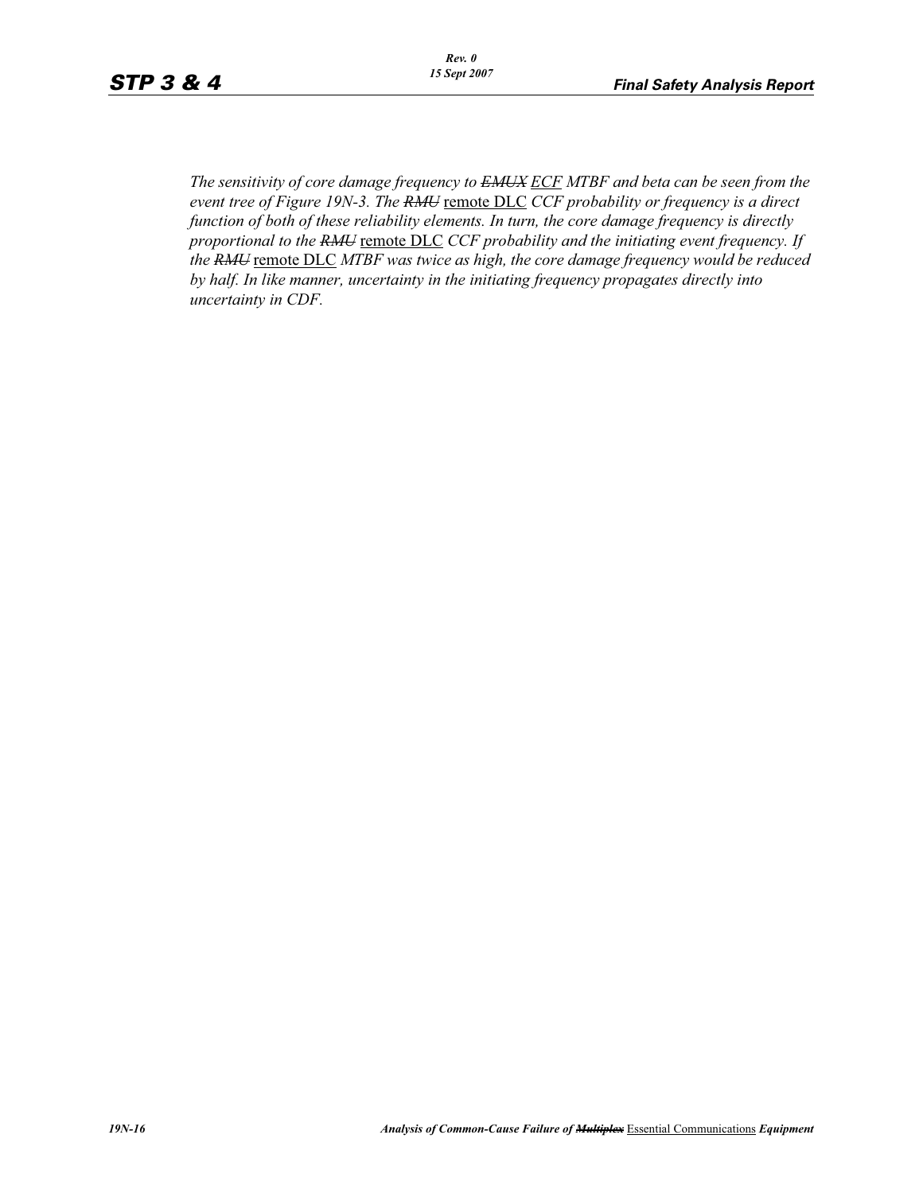*The sensitivity of core damage frequency to ~~EMUX~~ ECF MTBF and beta can be seen from the event tree of Figure 19N-3. The ~~RMU~~ remote DLC CCF probability or frequency is a direct function of both of these reliability elements. In turn, the core damage frequency is directly proportional to the ~~RMU~~ remote DLC CCF probability and the initiating event frequency. If the ~~RMU~~ remote DLC MTBF was twice as high, the core damage frequency would be reduced by half. In like manner, uncertainty in the initiating frequency propagates directly into uncertainty in CDF.*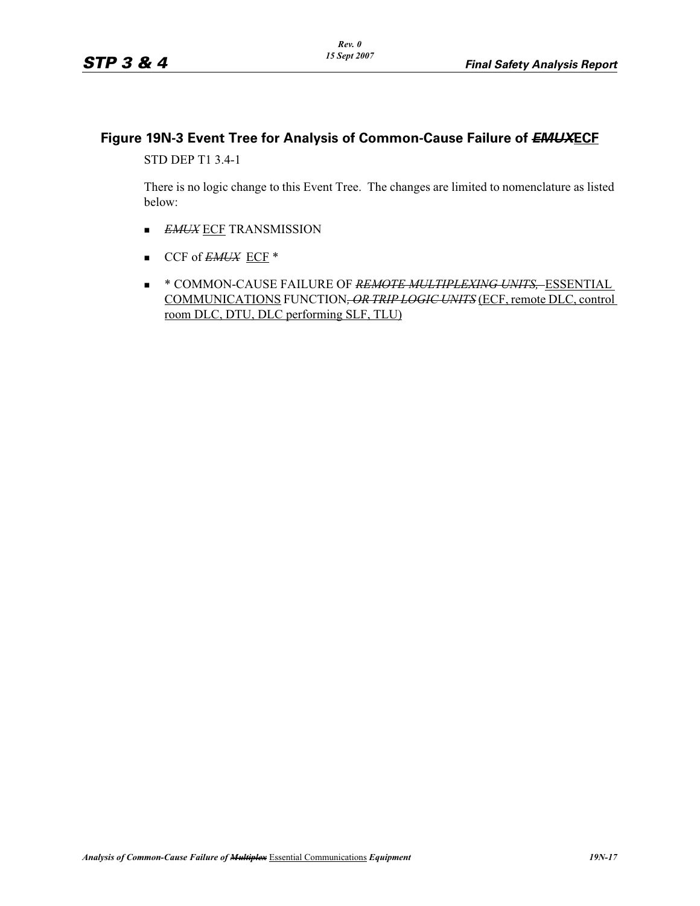## Figure 19N-3 Event Tree for Analysis of Common-Cause Failure of ~~*EMUX*~~ECF

STD DEP T1 3.4-1

There is no logic change to this Event Tree. The changes are limited to nomenclature as listed below:

- ~~*EMUX*~~ ECF TRANSMISSION
- CCF of ~~*EMUX*~~ ECF *
- * COMMON-CAUSE FAILURE OF ~~*REMOTE MULTIPLEXING UNITS,*~~ ESSENTIAL COMMUNICATIONS FUNCTION~~*, OR TRIP LOGIC UNITS*~~ (ECF, remote DLC, control room DLC, DTU, DLC performing SLF, TLU)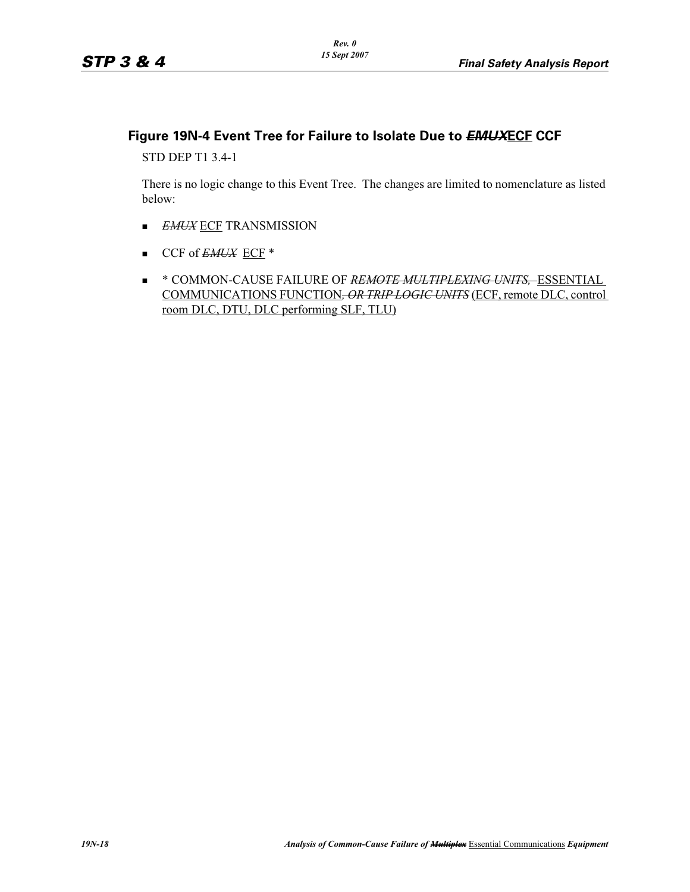## Figure 19N-4 Event Tree for Failure to Isolate Due to ~~EMUX~~ECF CCF

STD DEP T1 3.4-1

There is no logic change to this Event Tree. The changes are limited to nomenclature as listed below:

- ~~*EMUX*~~ ECF TRANSMISSION
- CCF of ~~*EMUX*~~ ECF *
- * COMMON-CAUSE FAILURE OF ~~*REMOTE MULTIPLEXING UNITS,*~~ ESSENTIAL COMMUNICATIONS FUNCTION~~*, OR TRIP LOGIC UNITS*~~ (ECF, remote DLC, control room DLC, DTU, DLC performing SLF, TLU)